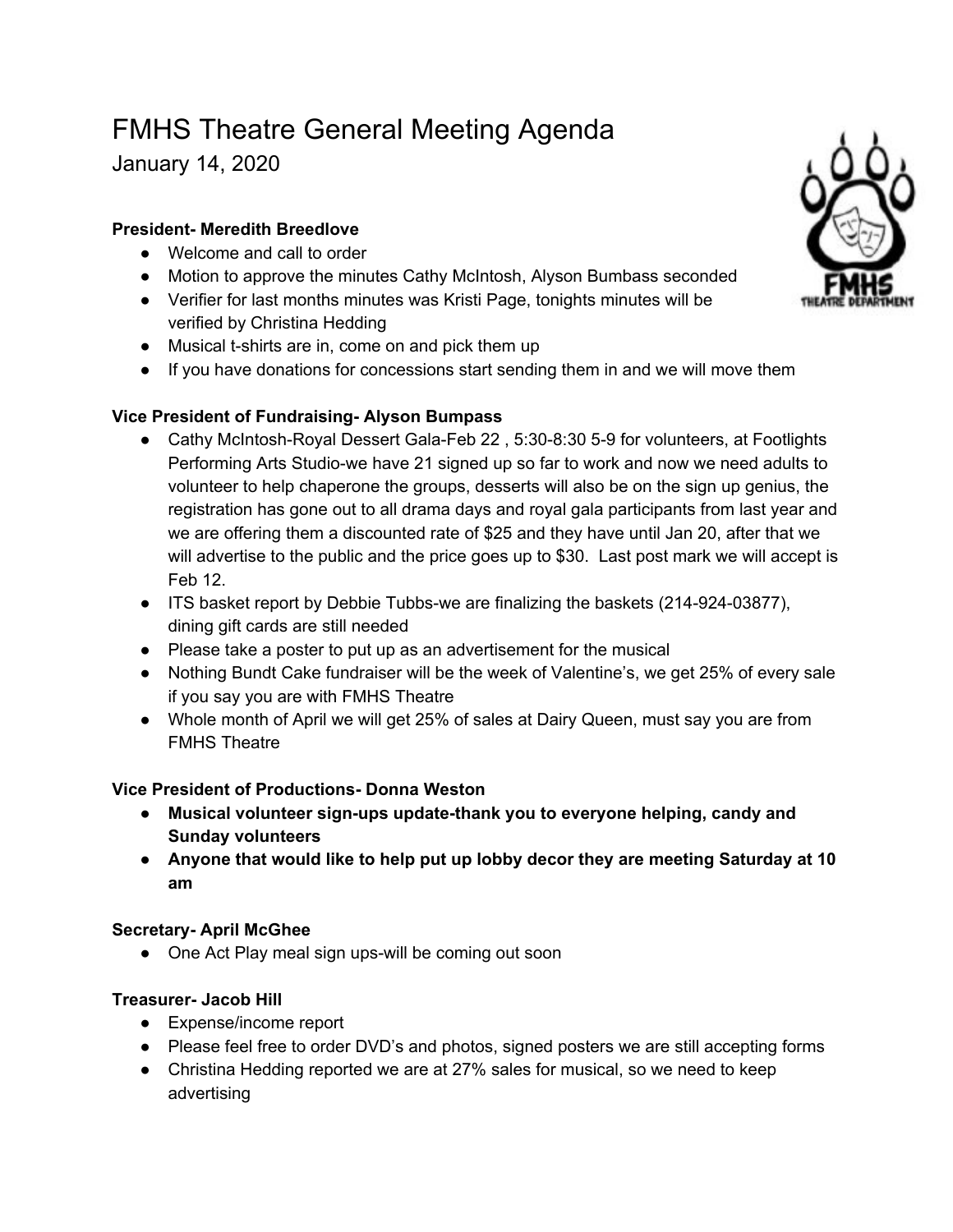# FMHS Theatre General Meeting Agenda

January 14, 2020

**President- Meredith Breedlove**

- Welcome and call to order
- Motion to approve the minutes Cathy McIntosh, Alyson Bumbass seconded
- Verifier for last months minutes was Kristi Page, tonights minutes will be verified by Christina Hedding
- Musical t-shirts are in, come on and pick them up
- If you have donations for concessions start sending them in and we will move them

**Vice President of Fundraising- Alyson Bumpass**

- Cathy McIntosh-Royal Dessert Gala-Feb 22 , 5:30-8:30 5-9 for volunteers, at Footlights Performing Arts Studio-we have 21 signed up so far to work and now we need adults to volunteer to help chaperone the groups, desserts will also be on the sign up genius, the registration has gone out to all drama days and royal gala participants from last year and we are offering them a discounted rate of $25 and they have until Jan 20, after that we will advertise to the public and the price goes up to $30. Last post mark we will accept is Feb 12.
- ITS basket report by Debbie Tubbs-we are finalizing the baskets (214-924-03877), dining gift cards are still needed
- Please take a poster to put up as an advertisement for the musical
- Nothing Bundt Cake fundraiser will be the week of Valentine's, we get 25% of every sale if you say you are with FMHS Theatre
- Whole month of April we will get 25% of sales at Dairy Queen, must say you are from FMHS Theatre

**Vice President of Productions- Donna Weston**

- **Musical volunteer sign-ups update-thank you to everyone helping, candy and Sunday volunteers**
- **Anyone that would like to help put up lobby decor they are meeting Saturday at 10 am**

**Secretary- April McGhee**

- One Act Play meal sign ups-will be coming out soon

**Treasurer- Jacob Hill**

- Expense/income report
- Please feel free to order DVD's and photos, signed posters we are still accepting forms
- Christina Hedding reported we are at 27% sales for musical, so we need to keep advertising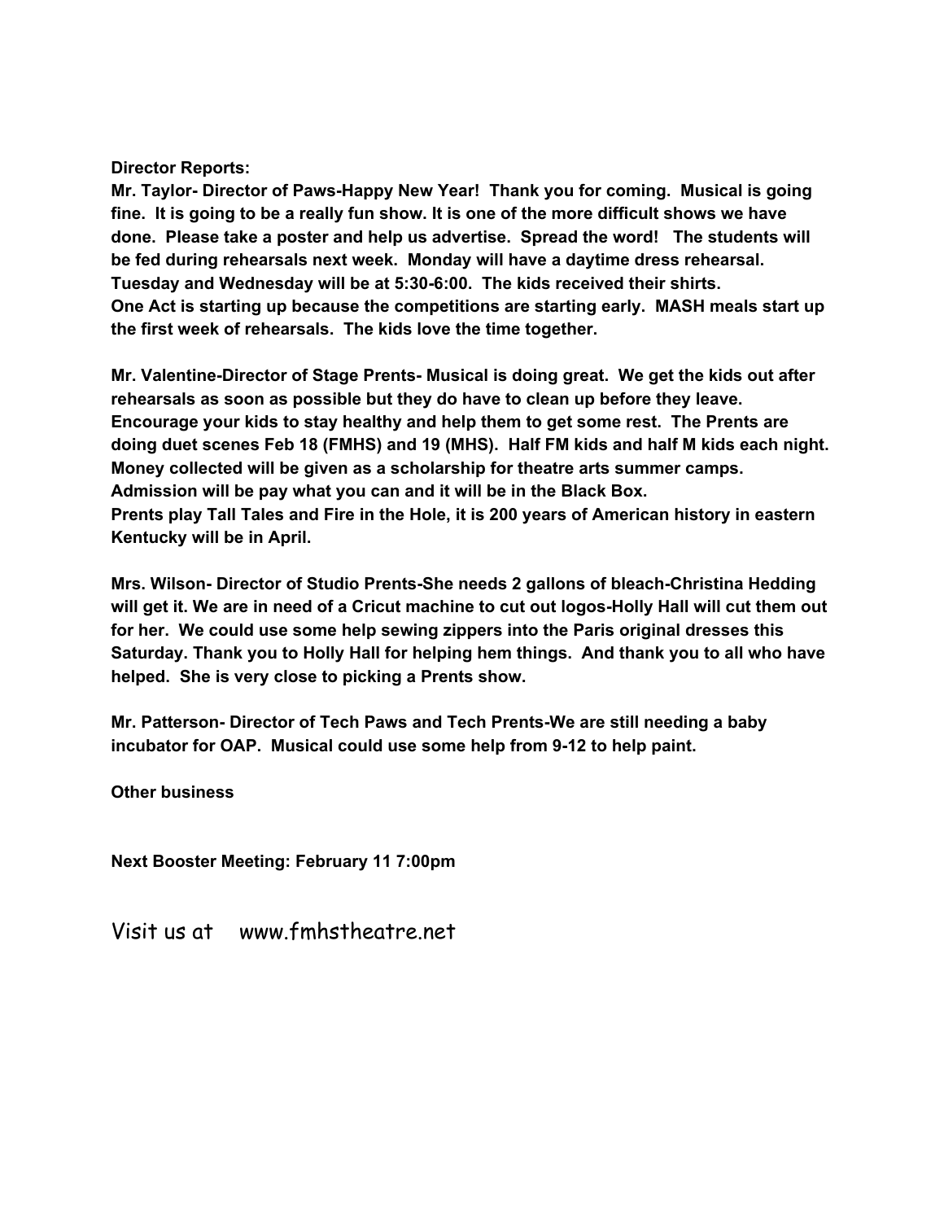**Director Reports:**

**Mr. Taylor- Director of Paws-Happy New Year! Thank you for coming. Musical is going fine. It is going to be a really fun show. It is one of the more difficult shows we have done. Please take a poster and help us advertise. Spread the word! The students will be fed during rehearsals next week. Monday will have a daytime dress rehearsal. Tuesday and Wednesday will be at 5:30-6:00. The kids received their shirts. One Act is starting up because the competitions are starting early. MASH meals start up the first week of rehearsals. The kids love the time together.**

**Mr. Valentine-Director of Stage Prents- Musical is doing great. We get the kids out after rehearsals as soon as possible but they do have to clean up before they leave. Encourage your kids to stay healthy and help them to get some rest. The Prents are doing duet scenes Feb 18 (FMHS) and 19 (MHS). Half FM kids and half M kids each night. Money collected will be given as a scholarship for theatre arts summer camps. Admission will be pay what you can and it will be in the Black Box. Prents play Tall Tales and Fire in the Hole, it is 200 years of American history in eastern Kentucky will be in April.**

**Mrs. Wilson- Director of Studio Prents-She needs 2 gallons of bleach-Christina Hedding will get it. We are in need of a Cricut machine to cut out logos-Holly Hall will cut them out for her. We could use some help sewing zippers into the Paris original dresses this Saturday. Thank you to Holly Hall for helping hem things. And thank you to all who have helped. She is very close to picking a Prents show.**

**Mr. Patterson- Director of Tech Paws and Tech Prents-We are still needing a baby incubator for OAP. Musical could use some help from 9-12 to help paint.**

**Other business**

**Next Booster Meeting: February 11 7:00pm**

Visit us at www.fmhstheatre.net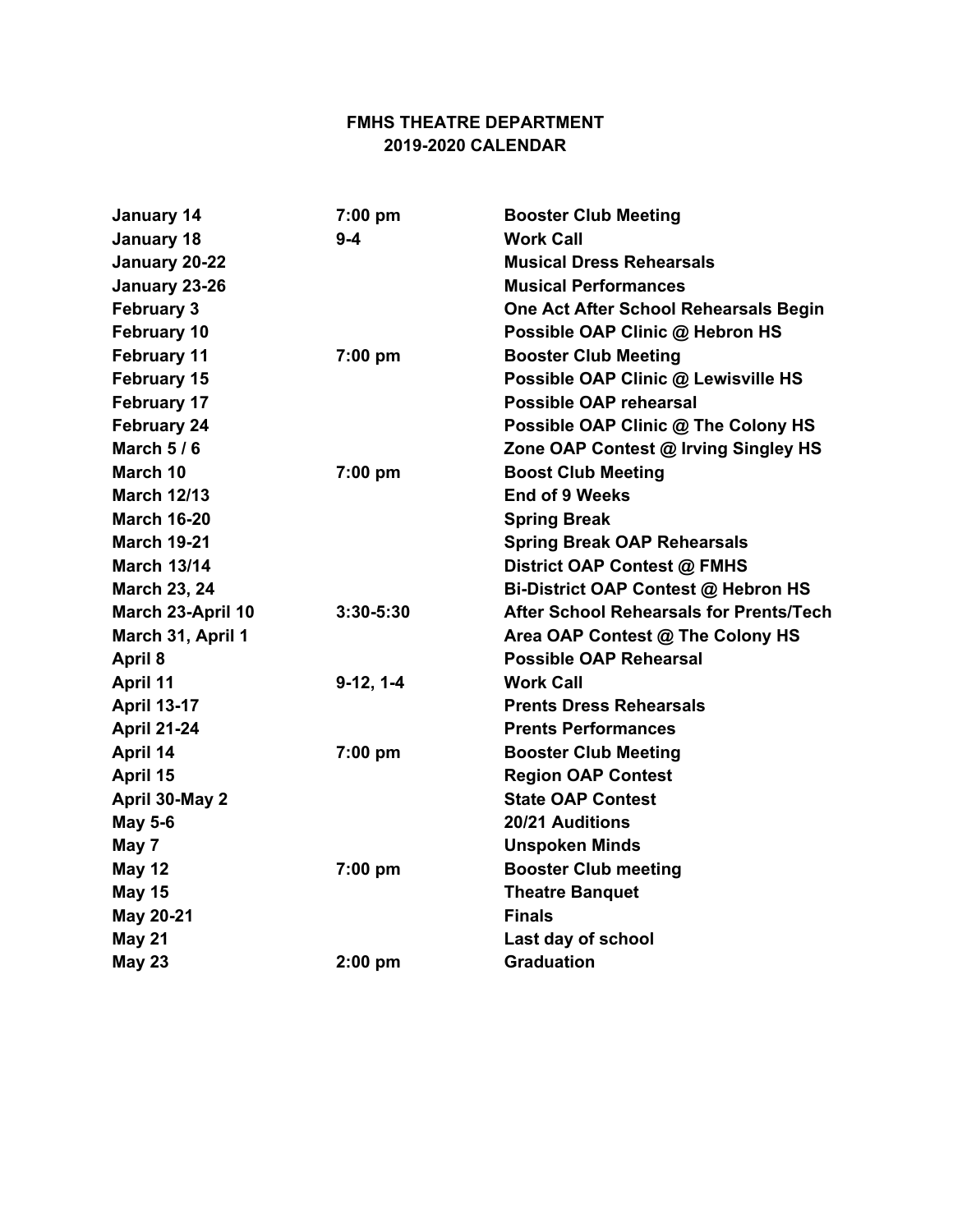**FMHS THEATRE DEPARTMENT**
**2019-2020 CALENDAR**

| | | |
|---|---|---|
| **January 14** | **7:00 pm** | **Booster Club Meeting** |
| **January 18** | **9-4** | **Work Call** |
| **January 20-22** | | **Musical Dress Rehearsals** |
| **January 23-26** | | **Musical Performances** |
| **February 3** | | **One Act After School Rehearsals Begin** |
| **February 10** | | **Possible OAP Clinic @ Hebron HS** |
| **February 11** | **7:00 pm** | **Booster Club Meeting** |
| **February 15** | | **Possible OAP Clinic @ Lewisville HS** |
| **February 17** | | **Possible OAP rehearsal** |
| **February 24** | | **Possible OAP Clinic @ The Colony HS** |
| **March 5 / 6** | | **Zone OAP Contest @ Irving Singley HS** |
| **March 10** | **7:00 pm** | **Boost Club Meeting** |
| **March 12/13** | | **End of 9 Weeks** |
| **March 16-20** | | **Spring Break** |
| **March 19-21** | | **Spring Break OAP Rehearsals** |
| **March 13/14** | | **District OAP Contest @ FMHS** |
| **March 23, 24** | | **Bi-District OAP Contest @ Hebron HS** |
| **March 23-April 10** | **3:30-5:30** | **After School Rehearsals for Prents/Tech** |
| **March 31, April 1** | | **Area OAP Contest @ The Colony HS** |
| **April 8** | | **Possible OAP Rehearsal** |
| **April 11** | **9-12, 1-4** | **Work Call** |
| **April 13-17** | | **Prents Dress Rehearsals** |
| **April 21-24** | | **Prents Performances** |
| **April 14** | **7:00 pm** | **Booster Club Meeting** |
| **April 15** | | **Region OAP Contest** |
| **April 30-May 2** | | **State OAP Contest** |
| **May 5-6** | | **20/21 Auditions** |
| **May 7** | | **Unspoken Minds** |
| **May 12** | **7:00 pm** | **Booster Club meeting** |
| **May 15** | | **Theatre Banquet** |
| **May 20-21** | | **Finals** |
| **May 21** | | **Last day of school** |
| **May 23** | **2:00 pm** | **Graduation** |